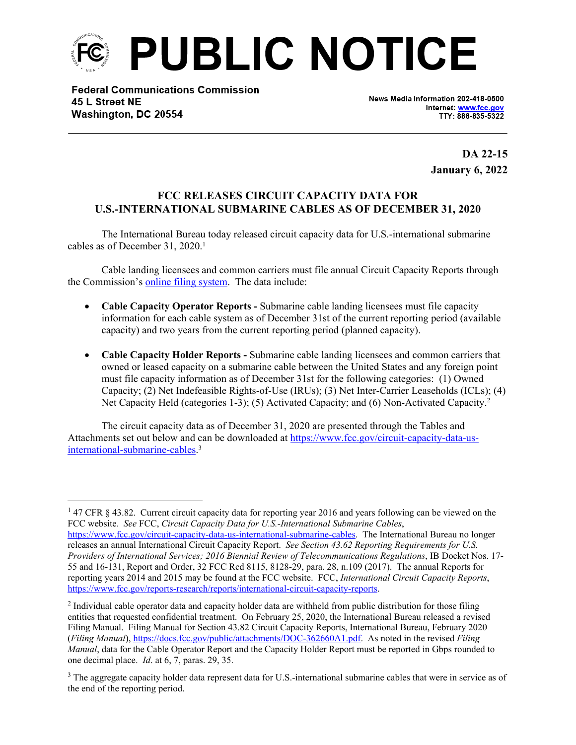# PUBLIC NOTICE

**Federal Communications Commission**
**45 L Street NE**
**Washington, DC 20554**

**News Media Information 202-418-0500**
**Internet: [www.fcc.gov](http://www.fcc.gov)**
**TTY: 888-835-5322**

**DA 22-15**
**January 6, 2022**

## FCC RELEASES CIRCUIT CAPACITY DATA FOR U.S.-INTERNATIONAL SUBMARINE CABLES AS OF DECEMBER 31, 2020

The International Bureau today released circuit capacity data for U.S.-international submarine cables as of December 31, 2020.[1]

Cable landing licensees and common carriers must file annual Circuit Capacity Reports through the Commission's online filing system. The data include:

- **Cable Capacity Operator Reports -** Submarine cable landing licensees must file capacity information for each cable system as of December 31st of the current reporting period (available capacity) and two years from the current reporting period (planned capacity).

- **Cable Capacity Holder Reports -** Submarine cable landing licensees and common carriers that owned or leased capacity on a submarine cable between the United States and any foreign point must file capacity information as of December 31st for the following categories: (1) Owned Capacity; (2) Net Indefeasible Rights-of-Use (IRUs); (3) Net Inter-Carrier Leaseholds (ICLs); (4) Net Capacity Held (categories 1-3); (5) Activated Capacity; and (6) Non-Activated Capacity.[2]

The circuit capacity data as of December 31, 2020 are presented through the Tables and Attachments set out below and can be downloaded at https://www.fcc.gov/circuit-capacity-data-us-international-submarine-cables.[3]

---

[1] 47 CFR § 43.82. Current circuit capacity data for reporting year 2016 and years following can be viewed on the FCC website. *See* FCC, *Circuit Capacity Data for U.S.-International Submarine Cables*, https://www.fcc.gov/circuit-capacity-data-us-international-submarine-cables. The International Bureau no longer releases an annual International Circuit Capacity Report. *See Section 43.62 Reporting Requirements for U.S. Providers of International Services; 2016 Biennial Review of Telecommunications Regulations*, IB Docket Nos. 17-55 and 16-131, Report and Order, 32 FCC Rcd 8115, 8128-29, para. 28, n.109 (2017). The annual Reports for reporting years 2014 and 2015 may be found at the FCC website. FCC, *International Circuit Capacity Reports*, https://www.fcc.gov/reports-research/reports/international-circuit-capacity-reports.

[2] Individual cable operator data and capacity holder data are withheld from public distribution for those filing entities that requested confidential treatment. On February 25, 2020, the International Bureau released a revised Filing Manual. Filing Manual for Section 43.82 Circuit Capacity Reports, International Bureau, February 2020 (*Filing Manual*), https://docs.fcc.gov/public/attachments/DOC-362660A1.pdf. As noted in the revised *Filing Manual*, data for the Cable Operator Report and the Capacity Holder Report must be reported in Gbps rounded to one decimal place. *Id*. at 6, 7, paras. 29, 35.

[3] The aggregate capacity holder data represent data for U.S.-international submarine cables that were in service as of the end of the reporting period.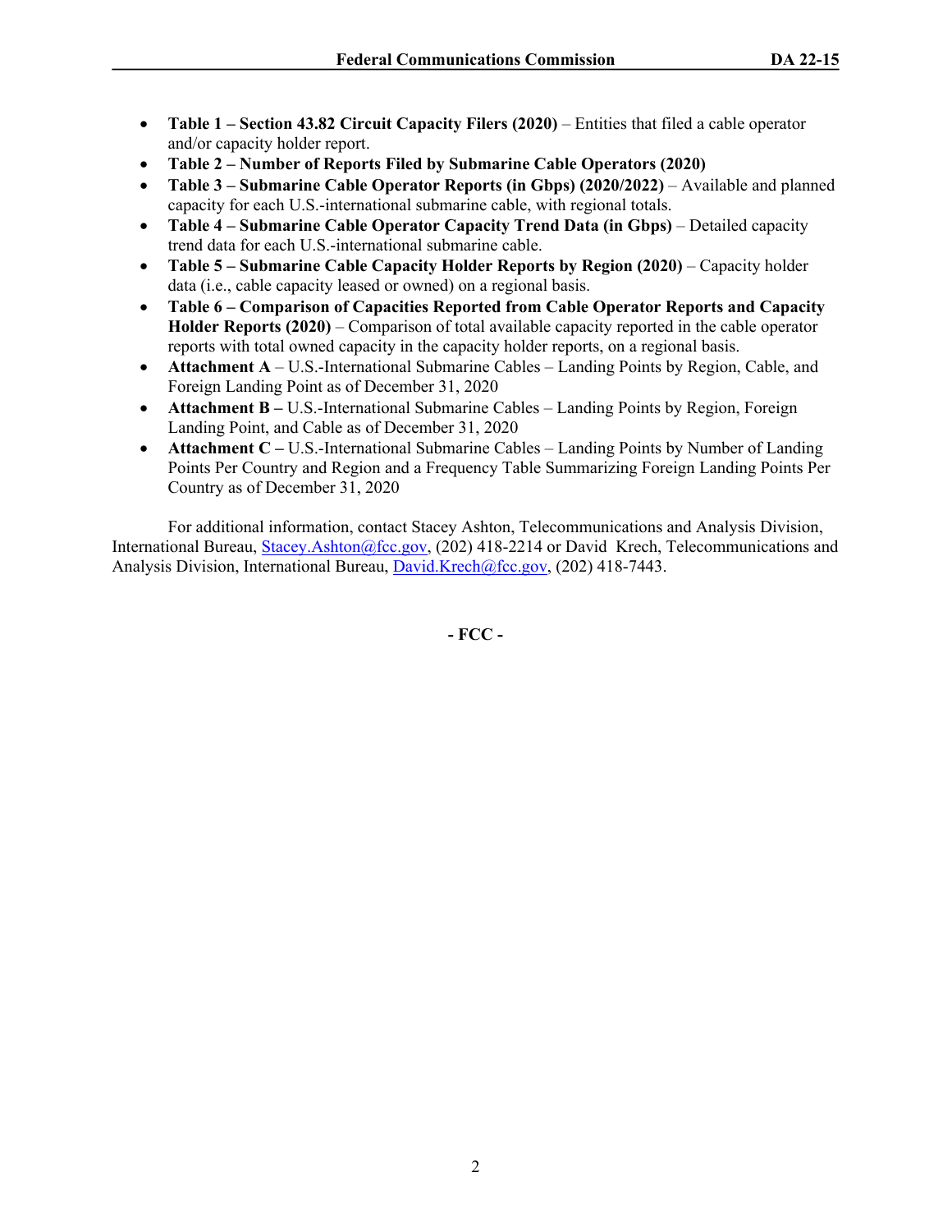- **Table 1 – Section 43.82 Circuit Capacity Filers (2020)** – Entities that filed a cable operator and/or capacity holder report.
- **Table 2 – Number of Reports Filed by Submarine Cable Operators (2020)**
- **Table 3 – Submarine Cable Operator Reports (in Gbps) (2020/2022)** – Available and planned capacity for each U.S.-international submarine cable, with regional totals.
- **Table 4 – Submarine Cable Operator Capacity Trend Data (in Gbps)** – Detailed capacity trend data for each U.S.-international submarine cable.
- **Table 5 – Submarine Cable Capacity Holder Reports by Region (2020)** – Capacity holder data (i.e., cable capacity leased or owned) on a regional basis.
- **Table 6 – Comparison of Capacities Reported from Cable Operator Reports and Capacity Holder Reports (2020)** – Comparison of total available capacity reported in the cable operator reports with total owned capacity in the capacity holder reports, on a regional basis.
- **Attachment A** – U.S.-International Submarine Cables – Landing Points by Region, Cable, and Foreign Landing Point as of December 31, 2020
- **Attachment B –** U.S.-International Submarine Cables – Landing Points by Region, Foreign Landing Point, and Cable as of December 31, 2020
- **Attachment C –** U.S.-International Submarine Cables – Landing Points by Number of Landing Points Per Country and Region and a Frequency Table Summarizing Foreign Landing Points Per Country as of December 31, 2020

For additional information, contact Stacey Ashton, Telecommunications and Analysis Division, International Bureau, Stacey.Ashton@fcc.gov, (202) 418-2214 or David Krech, Telecommunications and Analysis Division, International Bureau, David.Krech@fcc.gov, (202) 418-7443.

**- FCC -**